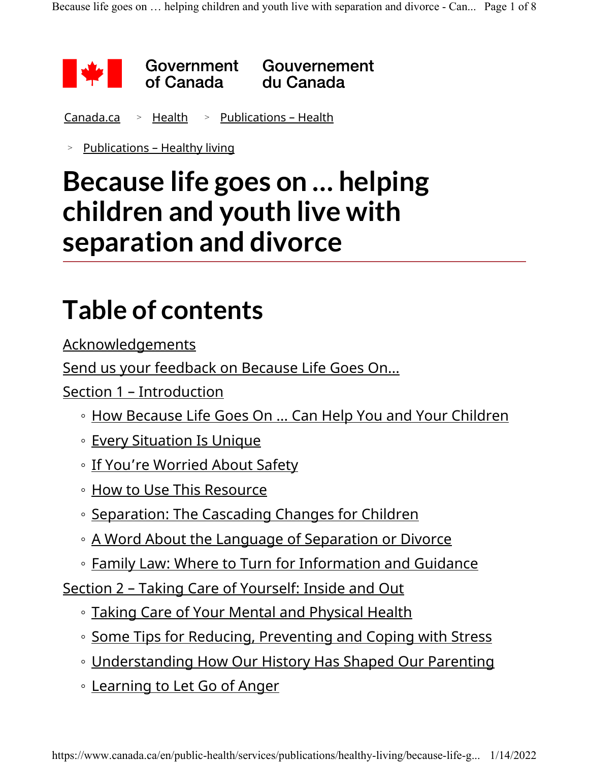Government of Canada Gouvernement du Canada

Canada.ca > Health > Publications – Health

> Publications – Healthy living

# Because life goes on ... helping children and youth live with separation and divorce

## Table of contents

Acknowledgements

Send us your feedback on Because Life Goes On...

Section 1 – Introduction

- How Because Life Goes On ... Can Help You and Your Children
- Every Situation Is Unique
- If You're Worried About Safety
- How to Use This Resource
- Separation: The Cascading Changes for Children
- A Word About the Language of Separation or Divorce
- Family Law: Where to Turn for Information and Guidance

Section 2 – Taking Care of Yourself: Inside and Out

- Taking Care of Your Mental and Physical Health
- Some Tips for Reducing, Preventing and Coping with Stress
- Understanding How Our History Has Shaped Our Parenting
- Learning to Let Go of Anger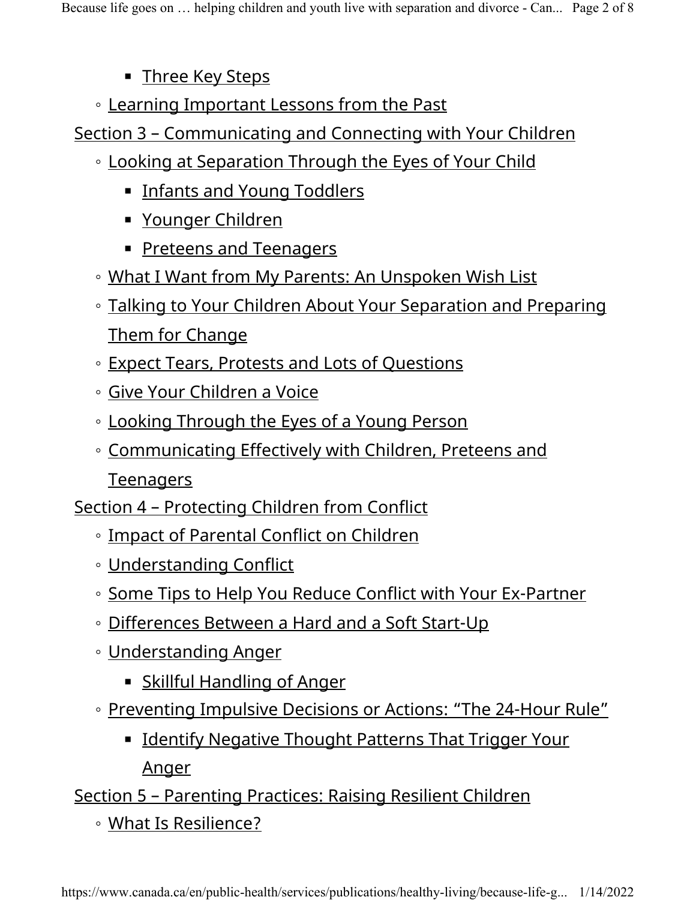- Three Key Steps
    - Learning Important Lessons from the Past
- Section 3 – Communicating and Connecting with Your Children
    - Looking at Separation Through the Eyes of Your Child
        - Infants and Young Toddlers
        - Younger Children
        - Preteens and Teenagers
    - What I Want from My Parents: An Unspoken Wish List
    - Talking to Your Children About Your Separation and Preparing Them for Change
    - Expect Tears, Protests and Lots of Questions
    - Give Your Children a Voice
    - Looking Through the Eyes of a Young Person
    - Communicating Effectively with Children, Preteens and Teenagers
- Section 4 – Protecting Children from Conflict
    - Impact of Parental Conflict on Children
    - Understanding Conflict
    - Some Tips to Help You Reduce Conflict with Your Ex-Partner
    - Differences Between a Hard and a Soft Start-Up
    - Understanding Anger
        - Skillful Handling of Anger
    - Preventing Impulsive Decisions or Actions: "The 24-Hour Rule"
        - Identify Negative Thought Patterns That Trigger Your Anger
- Section 5 – Parenting Practices: Raising Resilient Children
    - What Is Resilience?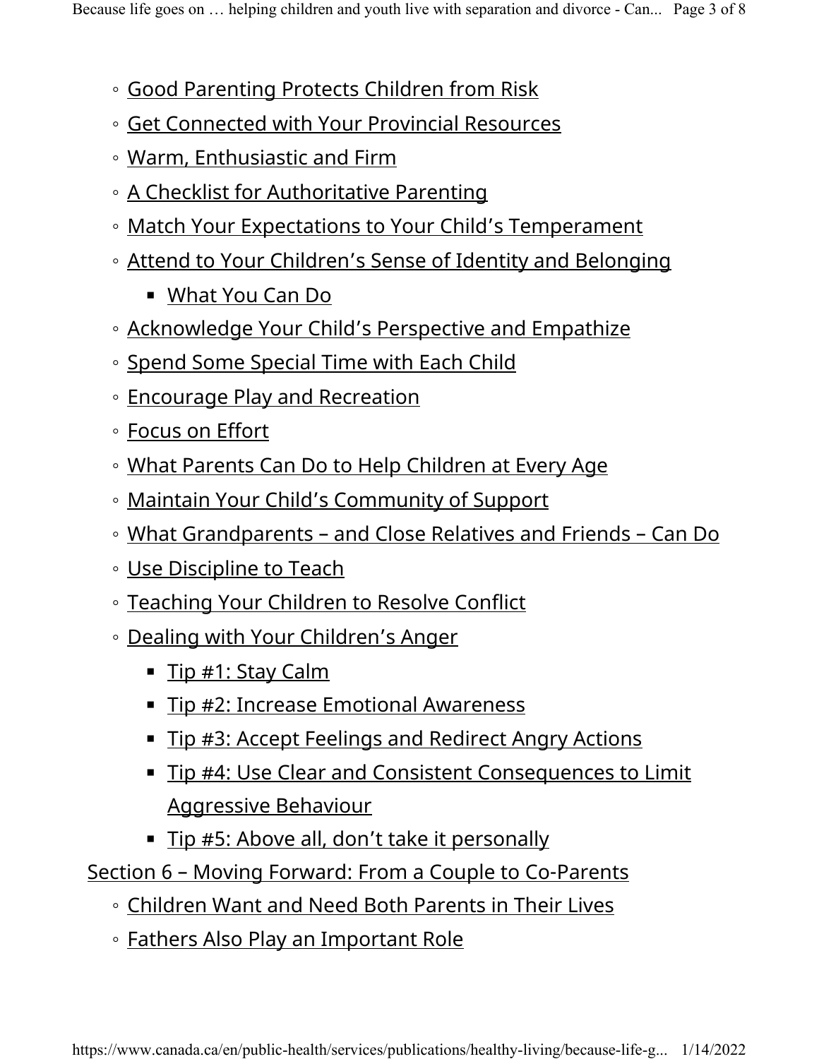- Good Parenting Protects Children from Risk
- Get Connected with Your Provincial Resources
- Warm, Enthusiastic and Firm
- A Checklist for Authoritative Parenting
- Match Your Expectations to Your Child's Temperament
- Attend to Your Children's Sense of Identity and Belonging
  - What You Can Do
- Acknowledge Your Child's Perspective and Empathize
- Spend Some Special Time with Each Child
- Encourage Play and Recreation
- Focus on Effort
- What Parents Can Do to Help Children at Every Age
- Maintain Your Child's Community of Support
- What Grandparents – and Close Relatives and Friends – Can Do
- Use Discipline to Teach
- Teaching Your Children to Resolve Conflict
- Dealing with Your Children's Anger
  - Tip #1: Stay Calm
  - Tip #2: Increase Emotional Awareness
  - Tip #3: Accept Feelings and Redirect Angry Actions
  - Tip #4: Use Clear and Consistent Consequences to Limit Aggressive Behaviour
  - Tip #5: Above all, don't take it personally

Section 6 – Moving Forward: From a Couple to Co-Parents

- Children Want and Need Both Parents in Their Lives
- Fathers Also Play an Important Role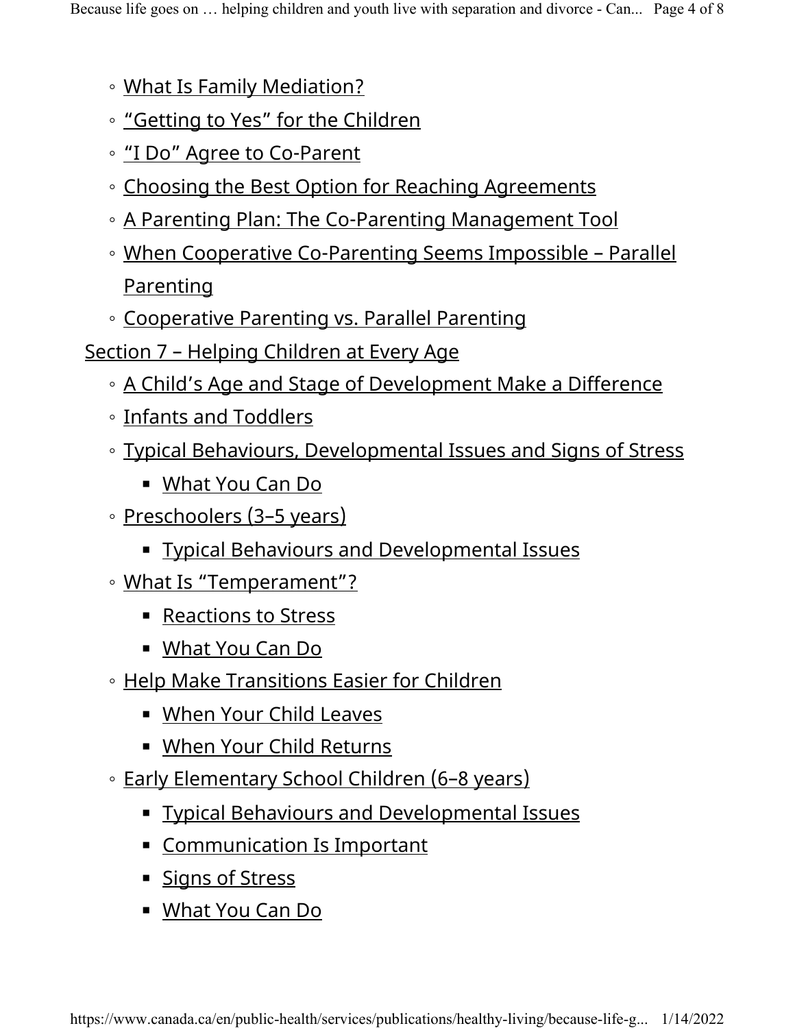- What Is Family Mediation?
- “Getting to Yes” for the Children
- “I Do” Agree to Co-Parent
- Choosing the Best Option for Reaching Agreements
- A Parenting Plan: The Co-Parenting Management Tool
- When Cooperative Co-Parenting Seems Impossible – Parallel Parenting
- Cooperative Parenting vs. Parallel Parenting

Section 7 – Helping Children at Every Age

- A Child’s Age and Stage of Development Make a Difference
- Infants and Toddlers
- Typical Behaviours, Developmental Issues and Signs of Stress
    - What You Can Do
- Preschoolers (3–5 years)
    - Typical Behaviours and Developmental Issues
- What Is “Temperament”?
    - Reactions to Stress
    - What You Can Do
- Help Make Transitions Easier for Children
    - When Your Child Leaves
    - When Your Child Returns
- Early Elementary School Children (6–8 years)
    - Typical Behaviours and Developmental Issues
    - Communication Is Important
    - Signs of Stress
    - What You Can Do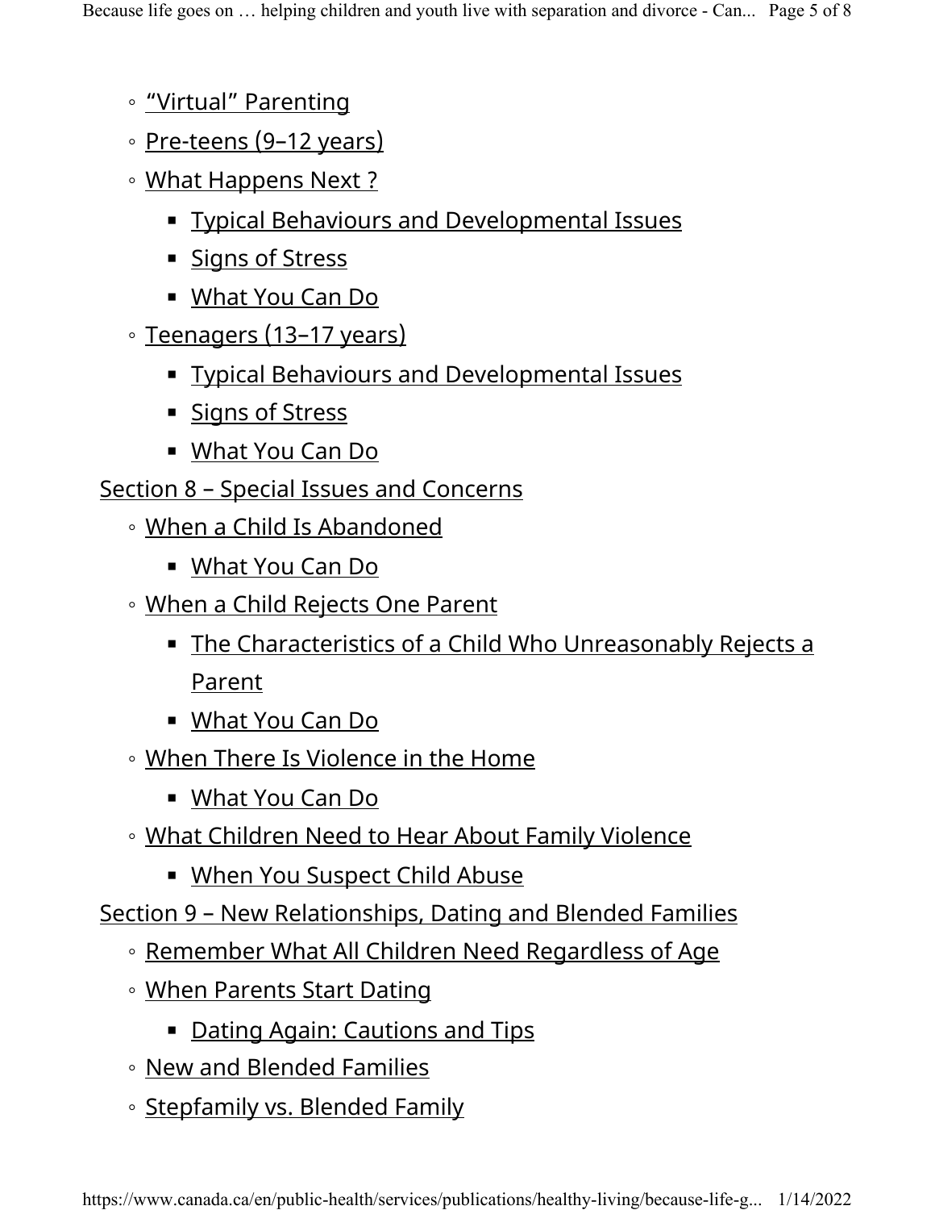- “Virtual” Parenting
    - Pre-teens (9–12 years)
    - What Happens Next ?
        - Typical Behaviours and Developmental Issues
        - Signs of Stress
        - What You Can Do
    - Teenagers (13–17 years)
        - Typical Behaviours and Developmental Issues
        - Signs of Stress
        - What You Can Do
- Section 8 – Special Issues and Concerns
    - When a Child Is Abandoned
        - What You Can Do
    - When a Child Rejects One Parent
        - The Characteristics of a Child Who Unreasonably Rejects a Parent
        - What You Can Do
    - When There Is Violence in the Home
        - What You Can Do
    - What Children Need to Hear About Family Violence
        - When You Suspect Child Abuse
- Section 9 – New Relationships, Dating and Blended Families
    - Remember What All Children Need Regardless of Age
    - When Parents Start Dating
        - Dating Again: Cautions and Tips
    - New and Blended Families
    - Stepfamily vs. Blended Family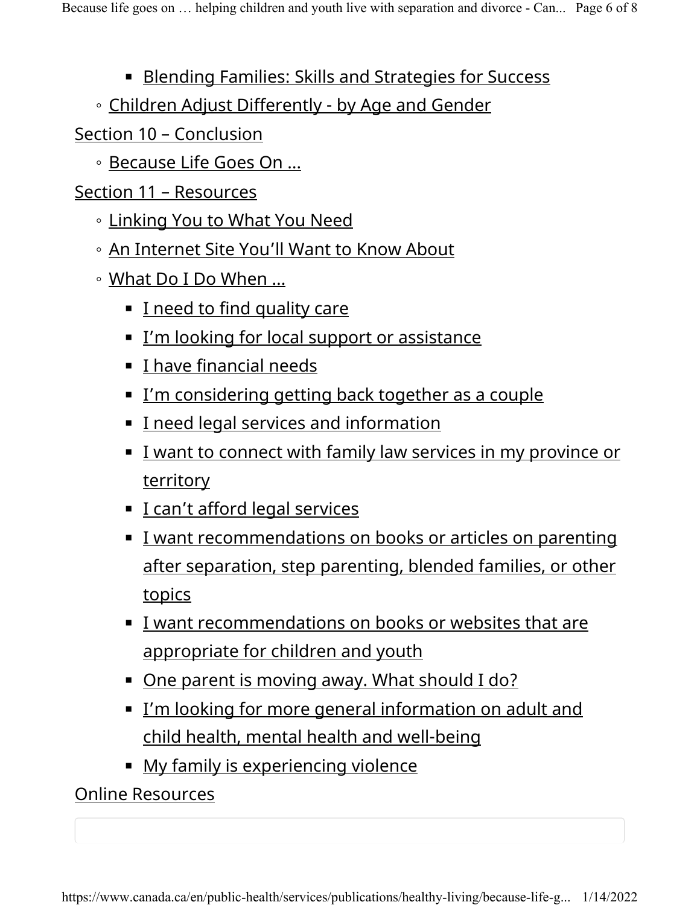- Blending Families: Skills and Strategies for Success
  - Children Adjust Differently - by Age and Gender

Section 10 – Conclusion

  - Because Life Goes On ...

Section 11 – Resources

  - Linking You to What You Need
  - An Internet Site You'll Want to Know About
  - What Do I Do When ...
    - I need to find quality care
    - I'm looking for local support or assistance
    - I have financial needs
    - I'm considering getting back together as a couple
    - I need legal services and information
    - I want to connect with family law services in my province or territory
    - I can't afford legal services
    - I want recommendations on books or articles on parenting after separation, step parenting, blended families, or other topics
    - I want recommendations on books or websites that are appropriate for children and youth
    - One parent is moving away. What should I do?
    - I'm looking for more general information on adult and child health, mental health and well-being
    - My family is experiencing violence

Online Resources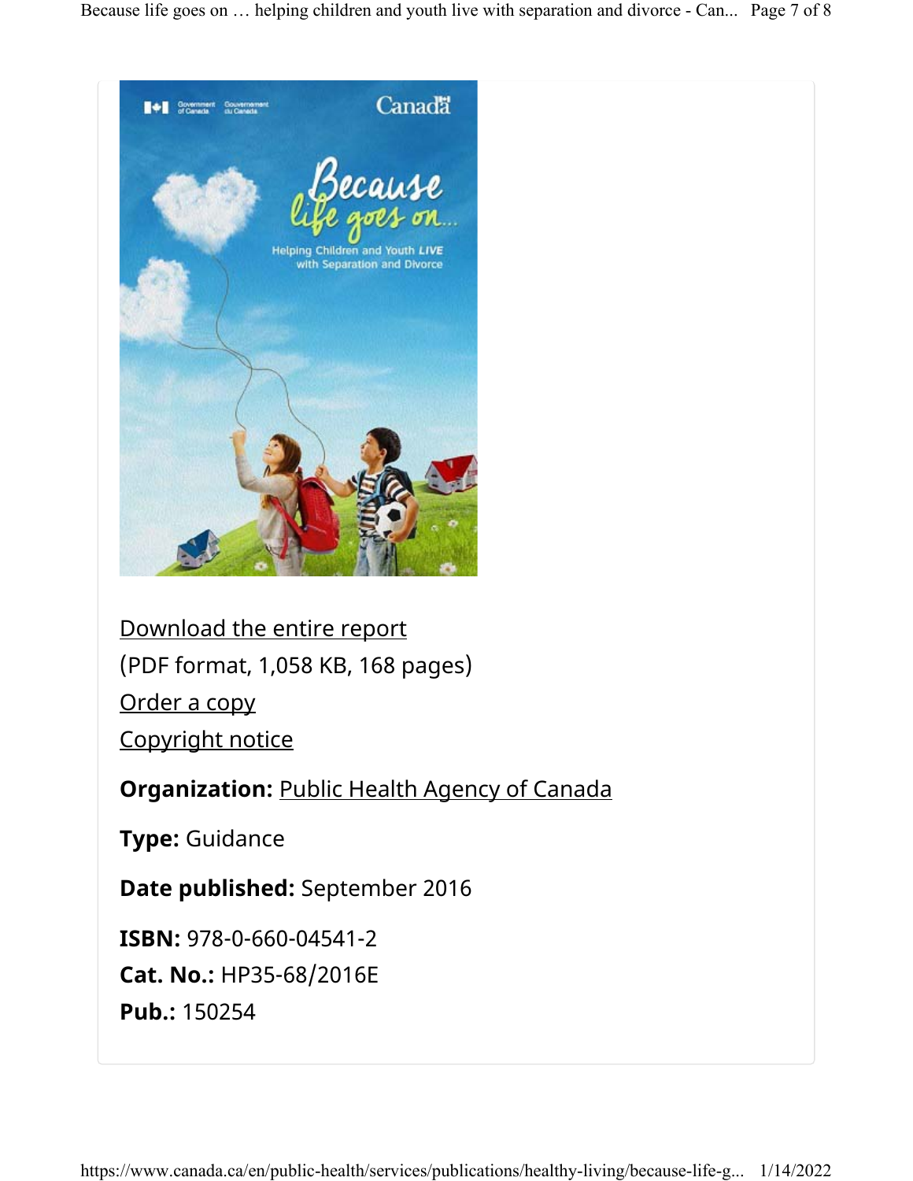Download the entire report

(PDF format, 1,058 KB, 168 pages)

Order a copy

Copyright notice

**Organization:** Public Health Agency of Canada

**Type:** Guidance

**Date published:** September 2016

**ISBN:** 978-0-660-04541-2

**Cat. No.:** HP35-68/2016E

**Pub.:** 150254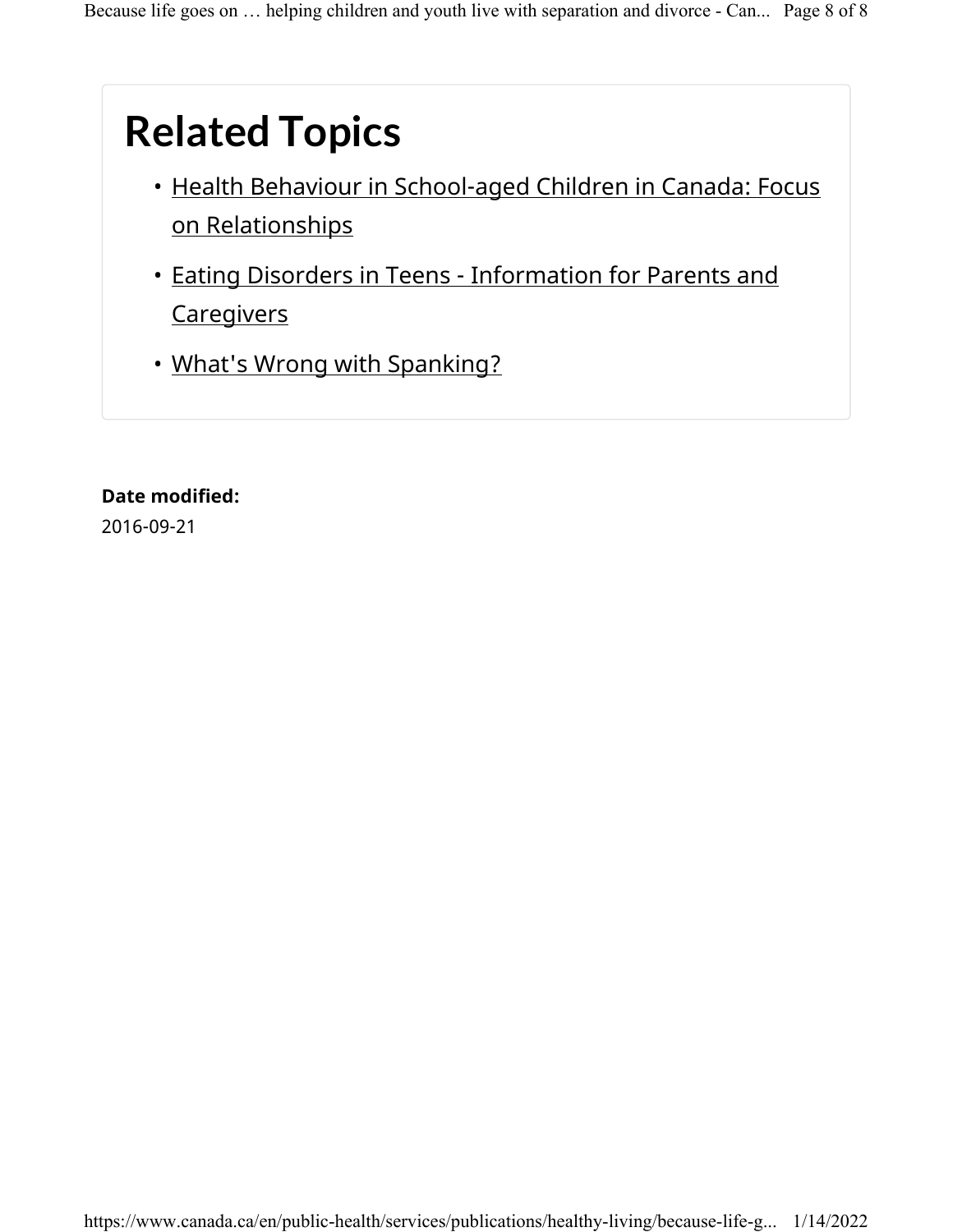# Related Topics

- Health Behaviour in School-aged Children in Canada: Focus on Relationships
- Eating Disorders in Teens - Information for Parents and Caregivers
- What's Wrong with Spanking?

**Date modified:**

2016-09-21